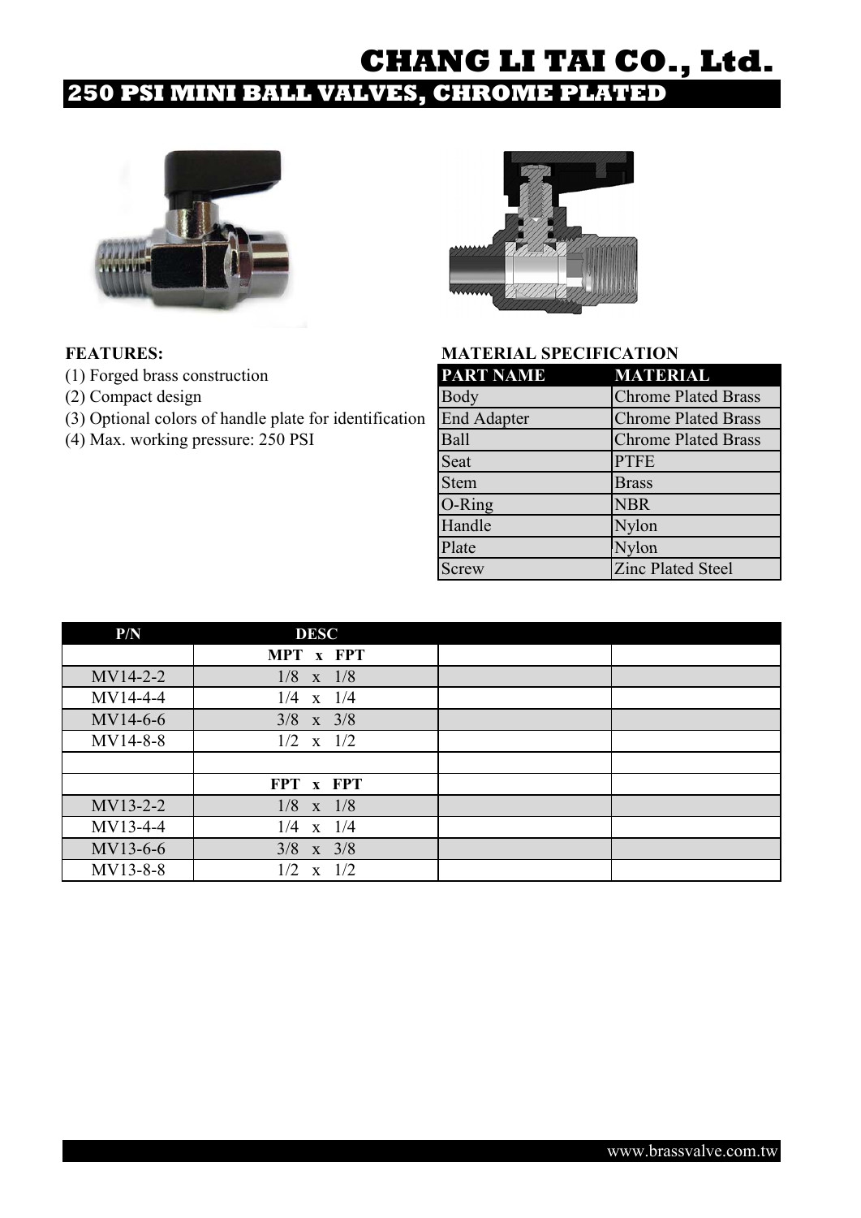# CHANG LI TAI CO., Ltd.

## 250 PSI MINI BALL VALVES, CHROME PLATED

**FEATURES:**

(1) Forged brass construction
(2) Compact design
(3) Optional colors of handle plate for identification
(4) Max. working pressure: 250 PSI

**MATERIAL SPECIFICATION**

| PART NAME | MATERIAL |
|---|---|
| Body | Chrome Plated Brass |
| End Adapter | Chrome Plated Brass |
| Ball | Chrome Plated Brass |
| Seat | PTFE |
| Stem | Brass |
| O-Ring | NBR |
| Handle | Nylon |
| Plate | Nylon |
| Screw | Zinc Plated Steel |

| P/N | DESC | | |
|---|---|---|---|
| | **MPT x FPT** | | |
| MV14-2-2 | 1/8 x 1/8 | | |
| MV14-4-4 | 1/4 x 1/4 | | |
| MV14-6-6 | 3/8 x 3/8 | | |
| MV14-8-8 | 1/2 x 1/2 | | |
| | | | |
| | **FPT x FPT** | | |
| MV13-2-2 | 1/8 x 1/8 | | |
| MV13-4-4 | 1/4 x 1/4 | | |
| MV13-6-6 | 3/8 x 3/8 | | |
| MV13-8-8 | 1/2 x 1/2 | | |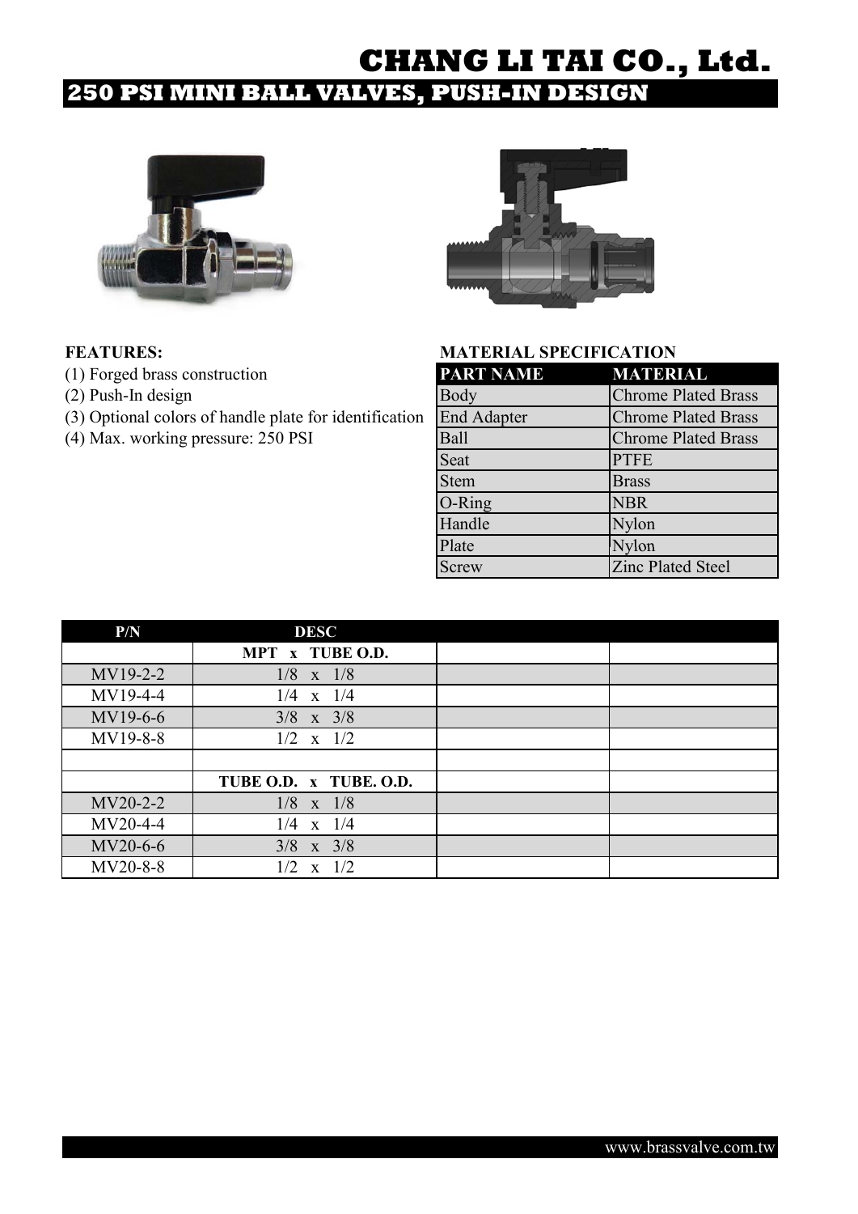# CHANG LI TAI CO., Ltd.

## 250 PSI MINI BALL VALVES, PUSH-IN DESIGN

**FEATURES:**

(1) Forged brass construction
(2) Push-In design
(3) Optional colors of handle plate for identification
(4) Max. working pressure: 250 PSI

**MATERIAL SPECIFICATION**

| PART NAME | MATERIAL |
|---|---|
| Body | Chrome Plated Brass |
| End Adapter | Chrome Plated Brass |
| Ball | Chrome Plated Brass |
| Seat | PTFE |
| Stem | Brass |
| O-Ring | NBR |
| Handle | Nylon |
| Plate | Nylon |
| Screw | Zinc Plated Steel |

| P/N | DESC | | |
|---|---|---|---|
| | MPT x TUBE O.D. | | |
| MV19-2-2 | 1/8 x 1/8 | | |
| MV19-4-4 | 1/4 x 1/4 | | |
| MV19-6-6 | 3/8 x 3/8 | | |
| MV19-8-8 | 1/2 x 1/2 | | |
| | | | |
| | TUBE O.D. x TUBE. O.D. | | |
| MV20-2-2 | 1/8 x 1/8 | | |
| MV20-4-4 | 1/4 x 1/4 | | |
| MV20-6-6 | 3/8 x 3/8 | | |
| MV20-8-8 | 1/2 x 1/2 | | |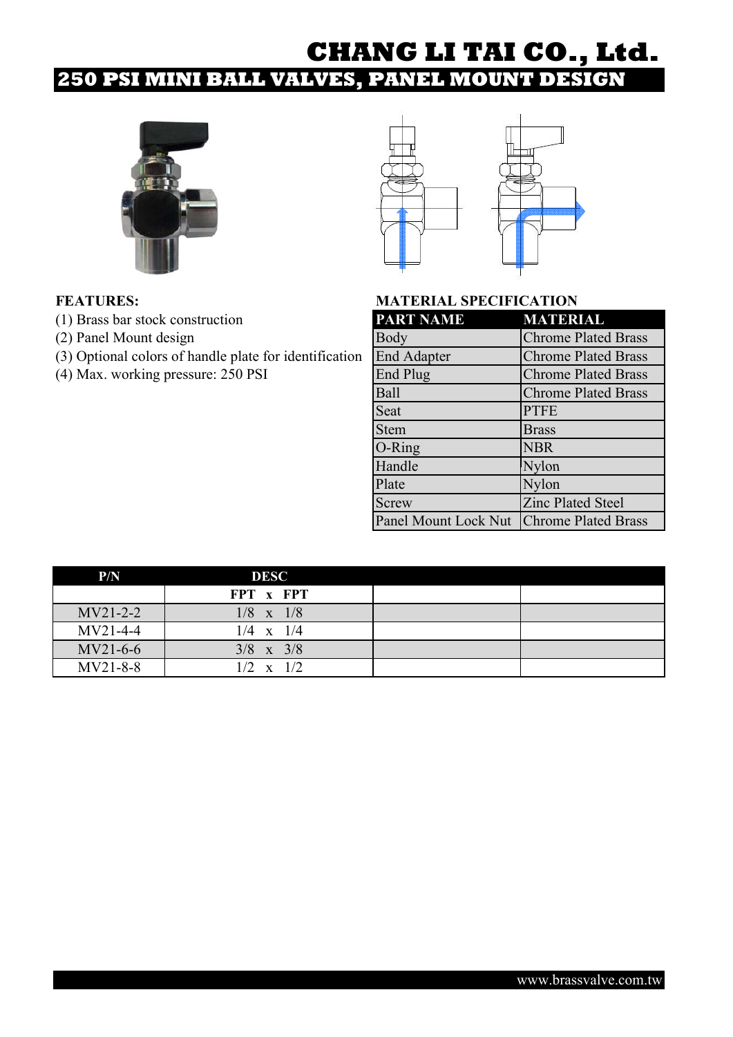# CHANG LI TAI CO., Ltd.

## 250 PSI MINI BALL VALVES, PANEL MOUNT DESIGN

**FEATURES:**

(1) Brass bar stock construction
(2) Panel Mount design
(3) Optional colors of handle plate for identification
(4) Max. working pressure: 250 PSI

**MATERIAL SPECIFICATION**

| PART NAME | MATERIAL |
|---|---|
| Body | Chrome Plated Brass |
| End Adapter | Chrome Plated Brass |
| End Plug | Chrome Plated Brass |
| Ball | Chrome Plated Brass |
| Seat | PTFE |
| Stem | Brass |
| O-Ring | NBR |
| Handle | Nylon |
| Plate | Nylon |
| Screw | Zinc Plated Steel |
| Panel Mount Lock Nut | Chrome Plated Brass |

| P/N | DESC | | |
|---|---|---|---|
| | FPT x FPT | | |
| MV21-2-2 | 1/8 x 1/8 | | |
| MV21-4-4 | 1/4 x 1/4 | | |
| MV21-6-6 | 3/8 x 3/8 | | |
| MV21-8-8 | 1/2 x 1/2 | | |

www.brassvalve.com.tw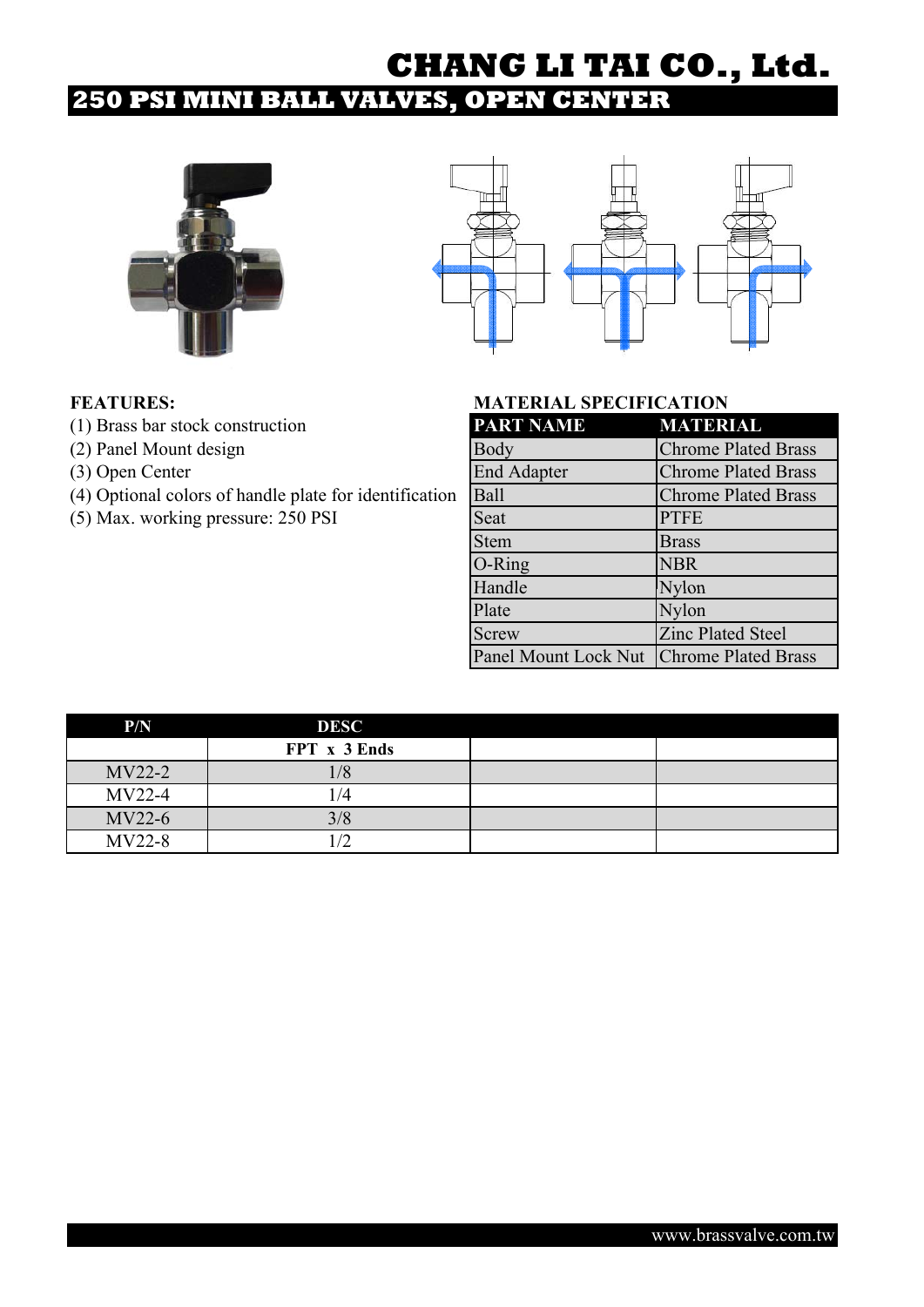# CHANG LI TAI CO., Ltd.

## 250 PSI MINI BALL VALVES, OPEN CENTER

**FEATURES:**

(1) Brass bar stock construction
(2) Panel Mount design
(3) Open Center
(4) Optional colors of handle plate for identification
(5) Max. working pressure: 250 PSI

**MATERIAL SPECIFICATION**

| PART NAME | MATERIAL |
|---|---|
| Body | Chrome Plated Brass |
| End Adapter | Chrome Plated Brass |
| Ball | Chrome Plated Brass |
| Seat | PTFE |
| Stem | Brass |
| O-Ring | NBR |
| Handle | Nylon |
| Plate | Nylon |
| Screw | Zinc Plated Steel |
| Panel Mount Lock Nut | Chrome Plated Brass |

| P/N | DESC | | |
|---|---|---|---|
| | **FPT x 3 Ends** | | |
| MV22-2 | 1/8 | | |
| MV22-4 | 1/4 | | |
| MV22-6 | 3/8 | | |
| MV22-8 | 1/2 | | |

www.brassvalve.com.tw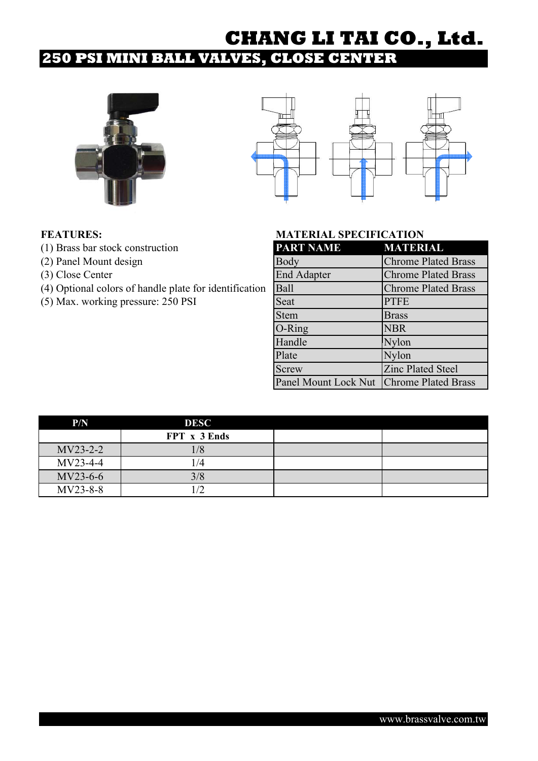# CHANGLI TAI CO., Ltd.

## 250 PSI MINI BALL VALVES, CLOSE CENTER

**FEATURES:**

(1) Brass bar stock construction
(2) Panel Mount design
(3) Close Center
(4) Optional colors of handle plate for identification
(5) Max. working pressure: 250 PSI

**MATERIAL SPECIFICATION**

| PART NAME | MATERIAL |
|---|---|
| Body | Chrome Plated Brass |
| End Adapter | Chrome Plated Brass |
| Ball | Chrome Plated Brass |
| Seat | PTFE |
| Stem | Brass |
| O-Ring | NBR |
| Handle | Nylon |
| Plate | Nylon |
| Screw | Zinc Plated Steel |
| Panel Mount Lock Nut | Chrome Plated Brass |

| P/N | DESC | | |
|---|---|---|---|
| | FPT x 3 Ends | | |
| MV23-2-2 | 1/8 | | |
| MV23-4-4 | 1/4 | | |
| MV23-6-6 | 3/8 | | |
| MV23-8-8 | 1/2 | | |

www.brassvalve.com.tw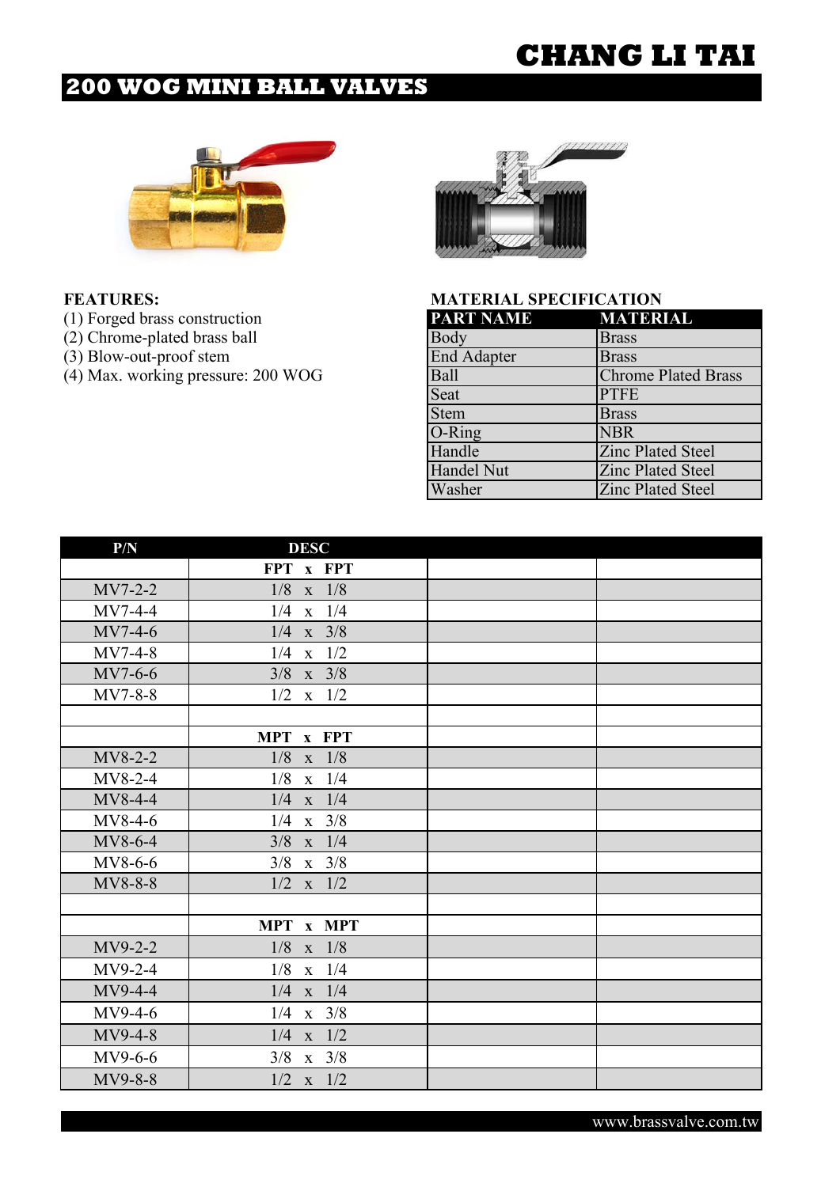# CHANG LI TAI

## 200 WOG MINI BALL VALVES

**FEATURES:**

(1) Forged brass construction
(2) Chrome-plated brass ball
(3) Blow-out-proof stem
(4) Max. working pressure: 200 WOG

**MATERIAL SPECIFICATION**

| PART NAME | MATERIAL |
|---|---|
| Body | Brass |
| End Adapter | Brass |
| Ball | Chrome Plated Brass |
| Seat | PTFE |
| Stem | Brass |
| O-Ring | NBR |
| Handle | Zinc Plated Steel |
| Handel Nut | Zinc Plated Steel |
| Washer | Zinc Plated Steel |

| P/N | DESC | | |
|---|---|---|---|
| | **FPT x FPT** | | |
| MV7-2-2 | 1/8 x 1/8 | | |
| MV7-4-4 | 1/4 x 1/4 | | |
| MV7-4-6 | 1/4 x 3/8 | | |
| MV7-4-8 | 1/4 x 1/2 | | |
| MV7-6-6 | 3/8 x 3/8 | | |
| MV7-8-8 | 1/2 x 1/2 | | |
| | | | |
| | **MPT x FPT** | | |
| MV8-2-2 | 1/8 x 1/8 | | |
| MV8-2-4 | 1/8 x 1/4 | | |
| MV8-4-4 | 1/4 x 1/4 | | |
| MV8-4-6 | 1/4 x 3/8 | | |
| MV8-6-4 | 3/8 x 1/4 | | |
| MV8-6-6 | 3/8 x 3/8 | | |
| MV8-8-8 | 1/2 x 1/2 | | |
| | | | |
| | **MPT x MPT** | | |
| MV9-2-2 | 1/8 x 1/8 | | |
| MV9-2-4 | 1/8 x 1/4 | | |
| MV9-4-4 | 1/4 x 1/4 | | |
| MV9-4-6 | 1/4 x 3/8 | | |
| MV9-4-8 | 1/4 x 1/2 | | |
| MV9-6-6 | 3/8 x 3/8 | | |
| MV9-8-8 | 1/2 x 1/2 | | |

www.brassvalve.com.tw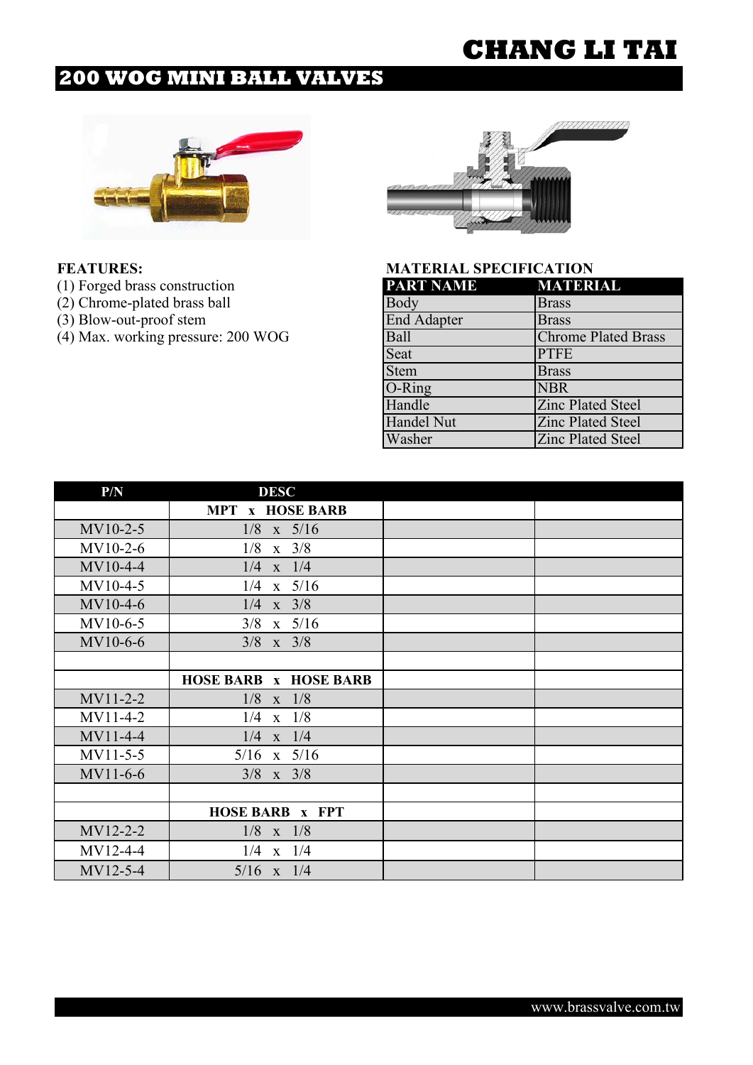# CHANG LI TAI

## 200 WOG MINI BALL VALVES

**FEATURES:**

(1) Forged brass construction
(2) Chrome-plated brass ball
(3) Blow-out-proof stem
(4) Max. working pressure: 200 WOG

**MATERIAL SPECIFICATION**

| PART NAME | MATERIAL |
|---|---|
| Body | Brass |
| End Adapter | Brass |
| Ball | Chrome Plated Brass |
| Seat | PTFE |
| Stem | Brass |
| O-Ring | NBR |
| Handle | Zinc Plated Steel |
| Handel Nut | Zinc Plated Steel |
| Washer | Zinc Plated Steel |

| P/N | DESC | | |
|---|---|---|---|
| | **MPT x HOSE BARB** | | |
| MV10-2-5 | 1/8 x 5/16 | | |
| MV10-2-6 | 1/8 x 3/8 | | |
| MV10-4-4 | 1/4 x 1/4 | | |
| MV10-4-5 | 1/4 x 5/16 | | |
| MV10-4-6 | 1/4 x 3/8 | | |
| MV10-6-5 | 3/8 x 5/16 | | |
| MV10-6-6 | 3/8 x 3/8 | | |
| | | | |
| | **HOSE BARB x HOSE BARB** | | |
| MV11-2-2 | 1/8 x 1/8 | | |
| MV11-4-2 | 1/4 x 1/8 | | |
| MV11-4-4 | 1/4 x 1/4 | | |
| MV11-5-5 | 5/16 x 5/16 | | |
| MV11-6-6 | 3/8 x 3/8 | | |
| | | | |
| | **HOSE BARB x FPT** | | |
| MV12-2-2 | 1/8 x 1/8 | | |
| MV12-4-4 | 1/4 x 1/4 | | |
| MV12-5-4 | 5/16 x 1/4 | | |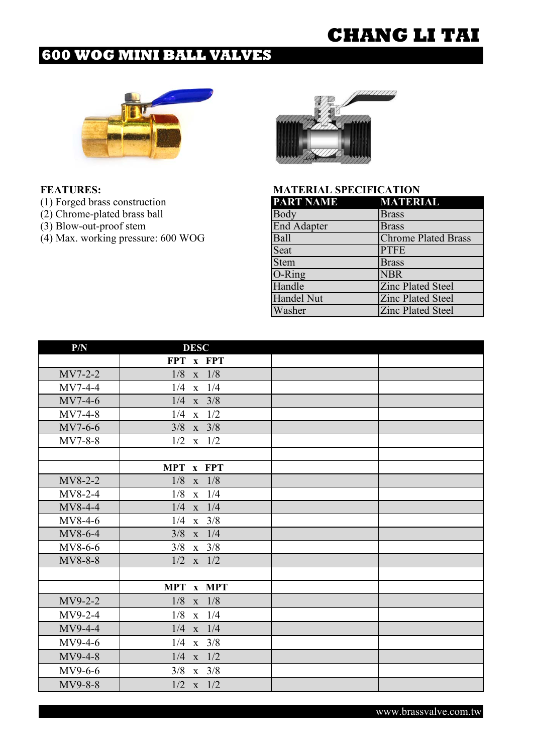# CHANG LI TAI

## 600 WOG MINI BALL VALVES

**FEATURES:**

(1) Forged brass construction
(2) Chrome-plated brass ball
(3) Blow-out-proof stem
(4) Max. working pressure: 600 WOG

**MATERIAL SPECIFICATION**

| PART NAME | MATERIAL |
|---|---|
| Body | Brass |
| End Adapter | Brass |
| Ball | Chrome Plated Brass |
| Seat | PTFE |
| Stem | Brass |
| O-Ring | NBR |
| Handle | Zinc Plated Steel |
| Handel Nut | Zinc Plated Steel |
| Washer | Zinc Plated Steel |

| P/N | DESC | | |
|---|---|---|---|
| | **FPT x FPT** | | |
| MV7-2-2 | 1/8 x 1/8 | | |
| MV7-4-4 | 1/4 x 1/4 | | |
| MV7-4-6 | 1/4 x 3/8 | | |
| MV7-4-8 | 1/4 x 1/2 | | |
| MV7-6-6 | 3/8 x 3/8 | | |
| MV7-8-8 | 1/2 x 1/2 | | |
| | | | |
| | **MPT x FPT** | | |
| MV8-2-2 | 1/8 x 1/8 | | |
| MV8-2-4 | 1/8 x 1/4 | | |
| MV8-4-4 | 1/4 x 1/4 | | |
| MV8-4-6 | 1/4 x 3/8 | | |
| MV8-6-4 | 3/8 x 1/4 | | |
| MV8-6-6 | 3/8 x 3/8 | | |
| MV8-8-8 | 1/2 x 1/2 | | |
| | | | |
| | **MPT x MPT** | | |
| MV9-2-2 | 1/8 x 1/8 | | |
| MV9-2-4 | 1/8 x 1/4 | | |
| MV9-4-4 | 1/4 x 1/4 | | |
| MV9-4-6 | 1/4 x 3/8 | | |
| MV9-4-8 | 1/4 x 1/2 | | |
| MV9-6-6 | 3/8 x 3/8 | | |
| MV9-8-8 | 1/2 x 1/2 | | |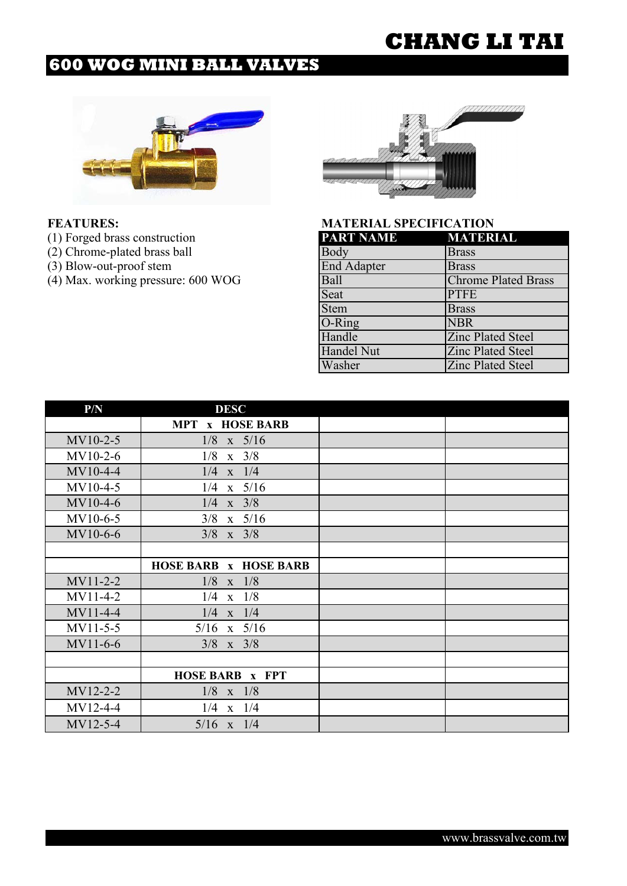# CHANG LI TAI

## 600 WOG MINI BALL VALVES

**FEATURES:**

(1) Forged brass construction
(2) Chrome-plated brass ball
(3) Blow-out-proof stem
(4) Max. working pressure: 600 WOG

**MATERIAL SPECIFICATION**

| PART NAME | MATERIAL |
|---|---|
| Body | Brass |
| End Adapter | Brass |
| Ball | Chrome Plated Brass |
| Seat | PTFE |
| Stem | Brass |
| O-Ring | NBR |
| Handle | Zinc Plated Steel |
| Handel Nut | Zinc Plated Steel |
| Washer | Zinc Plated Steel |

| P/N | DESC | | |
|---|---|---|---|
| | **MPT x HOSE BARB** | | |
| MV10-2-5 | 1/8 x 5/16 | | |
| MV10-2-6 | 1/8 x 3/8 | | |
| MV10-4-4 | 1/4 x 1/4 | | |
| MV10-4-5 | 1/4 x 5/16 | | |
| MV10-4-6 | 1/4 x 3/8 | | |
| MV10-6-5 | 3/8 x 5/16 | | |
| MV10-6-6 | 3/8 x 3/8 | | |
| | | | |
| | **HOSE BARB x HOSE BARB** | | |
| MV11-2-2 | 1/8 x 1/8 | | |
| MV11-4-2 | 1/4 x 1/8 | | |
| MV11-4-4 | 1/4 x 1/4 | | |
| MV11-5-5 | 5/16 x 5/16 | | |
| MV11-6-6 | 3/8 x 3/8 | | |
| | | | |
| | **HOSE BARB x FPT** | | |
| MV12-2-2 | 1/8 x 1/8 | | |
| MV12-4-4 | 1/4 x 1/4 | | |
| MV12-5-4 | 5/16 x 1/4 | | |

www.brassvalve.com.tw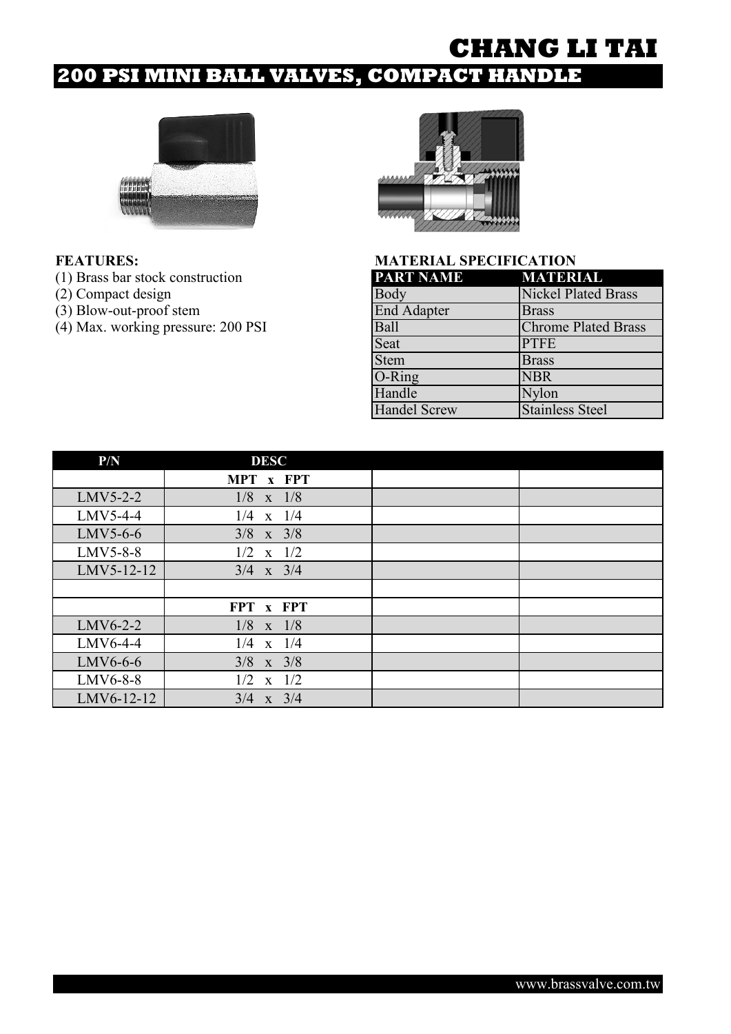# CHANG LI TAI

## 200 PSI MINI BALL VALVES, COMPACT HANDLE

**FEATURES:**

(1) Brass bar stock construction
(2) Compact design
(3) Blow-out-proof stem
(4) Max. working pressure: 200 PSI

**MATERIAL SPECIFICATION**

| PART NAME | MATERIAL |
|---|---|
| Body | Nickel Plated Brass |
| End Adapter | Brass |
| Ball | Chrome Plated Brass |
| Seat | PTFE |
| Stem | Brass |
| O-Ring | NBR |
| Handle | Nylon |
| Handel Screw | Stainless Steel |

| P/N | DESC | | |
|---|---|---|---|
| | **MPT x FPT** | | |
| LMV5-2-2 | 1/8 x 1/8 | | |
| LMV5-4-4 | 1/4 x 1/4 | | |
| LMV5-6-6 | 3/8 x 3/8 | | |
| LMV5-8-8 | 1/2 x 1/2 | | |
| LMV5-12-12 | 3/4 x 3/4 | | |
| | | | |
| | **FPT x FPT** | | |
| LMV6-2-2 | 1/8 x 1/8 | | |
| LMV6-4-4 | 1/4 x 1/4 | | |
| LMV6-6-6 | 3/8 x 3/8 | | |
| LMV6-8-8 | 1/2 x 1/2 | | |
| LMV6-12-12 | 3/4 x 3/4 | | |

www.brassvalve.com.tw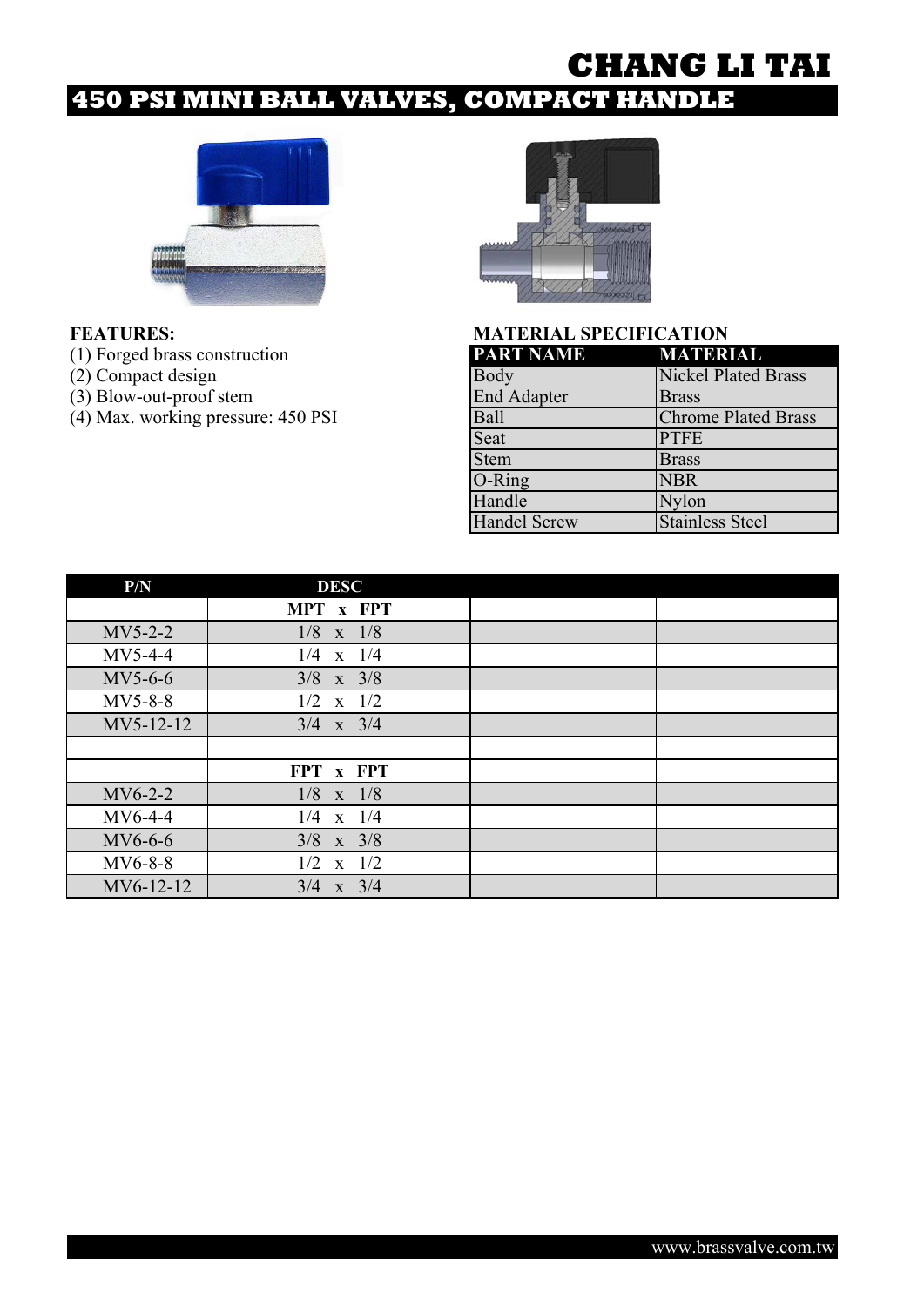# CHANG LI TAI

## 450 PSI MINI BALL VALVES, COMPACT HANDLE

**FEATURES:**

(1) Forged brass construction
(2) Compact design
(3) Blow-out-proof stem
(4) Max. working pressure: 450 PSI

**MATERIAL SPECIFICATION**

| PART NAME | MATERIAL |
|---|---|
| Body | Nickel Plated Brass |
| End Adapter | Brass |
| Ball | Chrome Plated Brass |
| Seat | PTFE |
| Stem | Brass |
| O-Ring | NBR |
| Handle | Nylon |
| Handel Screw | Stainless Steel |

| P/N | DESC | | |
|---|---|---|---|
| | **MPT x FPT** | | |
| MV5-2-2 | 1/8 x 1/8 | | |
| MV5-4-4 | 1/4 x 1/4 | | |
| MV5-6-6 | 3/8 x 3/8 | | |
| MV5-8-8 | 1/2 x 1/2 | | |
| MV5-12-12 | 3/4 x 3/4 | | |
| | | | |
| | **FPT x FPT** | | |
| MV6-2-2 | 1/8 x 1/8 | | |
| MV6-4-4 | 1/4 x 1/4 | | |
| MV6-6-6 | 3/8 x 3/8 | | |
| MV6-8-8 | 1/2 x 1/2 | | |
| MV6-12-12 | 3/4 x 3/4 | | |

www.brassvalve.com.tw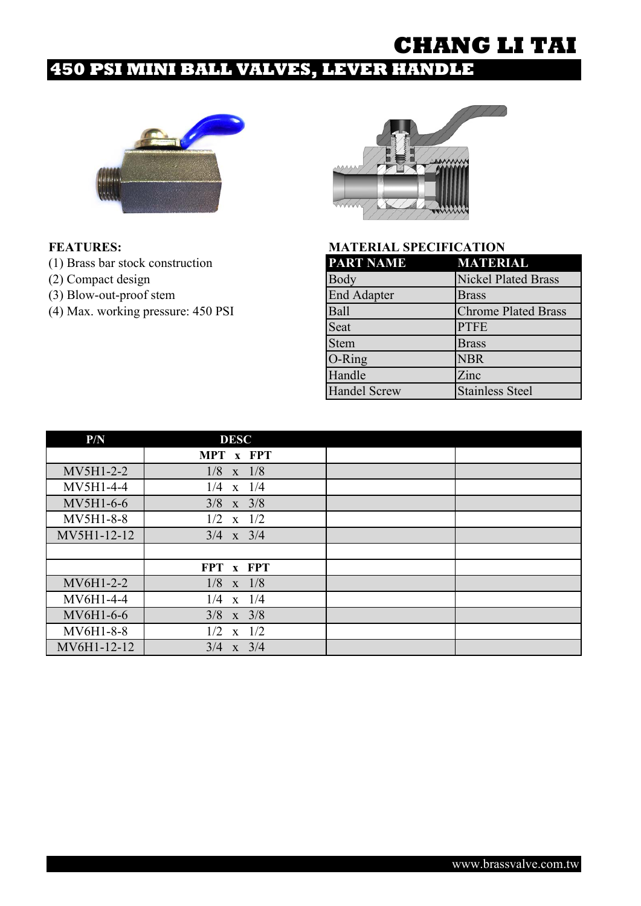# CHANG LI TAI

## 450 PSI MINI BALL VALVES, LEVER HANDLE

**FEATURES:**

(1) Brass bar stock construction
(2) Compact design
(3) Blow-out-proof stem
(4) Max. working pressure: 450 PSI

**MATERIAL SPECIFICATION**

| PART NAME | MATERIAL |
|---|---|
| Body | Nickel Plated Brass |
| End Adapter | Brass |
| Ball | Chrome Plated Brass |
| Seat | PTFE |
| Stem | Brass |
| O-Ring | NBR |
| Handle | Zinc |
| Handel Screw | Stainless Steel |

| P/N | DESC | | |
|---|---|---|---|
| | **MPT x FPT** | | |
| MV5H1-2-2 | 1/8 x 1/8 | | |
| MV5H1-4-4 | 1/4 x 1/4 | | |
| MV5H1-6-6 | 3/8 x 3/8 | | |
| MV5H1-8-8 | 1/2 x 1/2 | | |
| MV5H1-12-12 | 3/4 x 3/4 | | |
| | | | |
| | **FPT x FPT** | | |
| MV6H1-2-2 | 1/8 x 1/8 | | |
| MV6H1-4-4 | 1/4 x 1/4 | | |
| MV6H1-6-6 | 3/8 x 3/8 | | |
| MV6H1-8-8 | 1/2 x 1/2 | | |
| MV6H1-12-12 | 3/4 x 3/4 | | |

www.brassvalve.com.tw